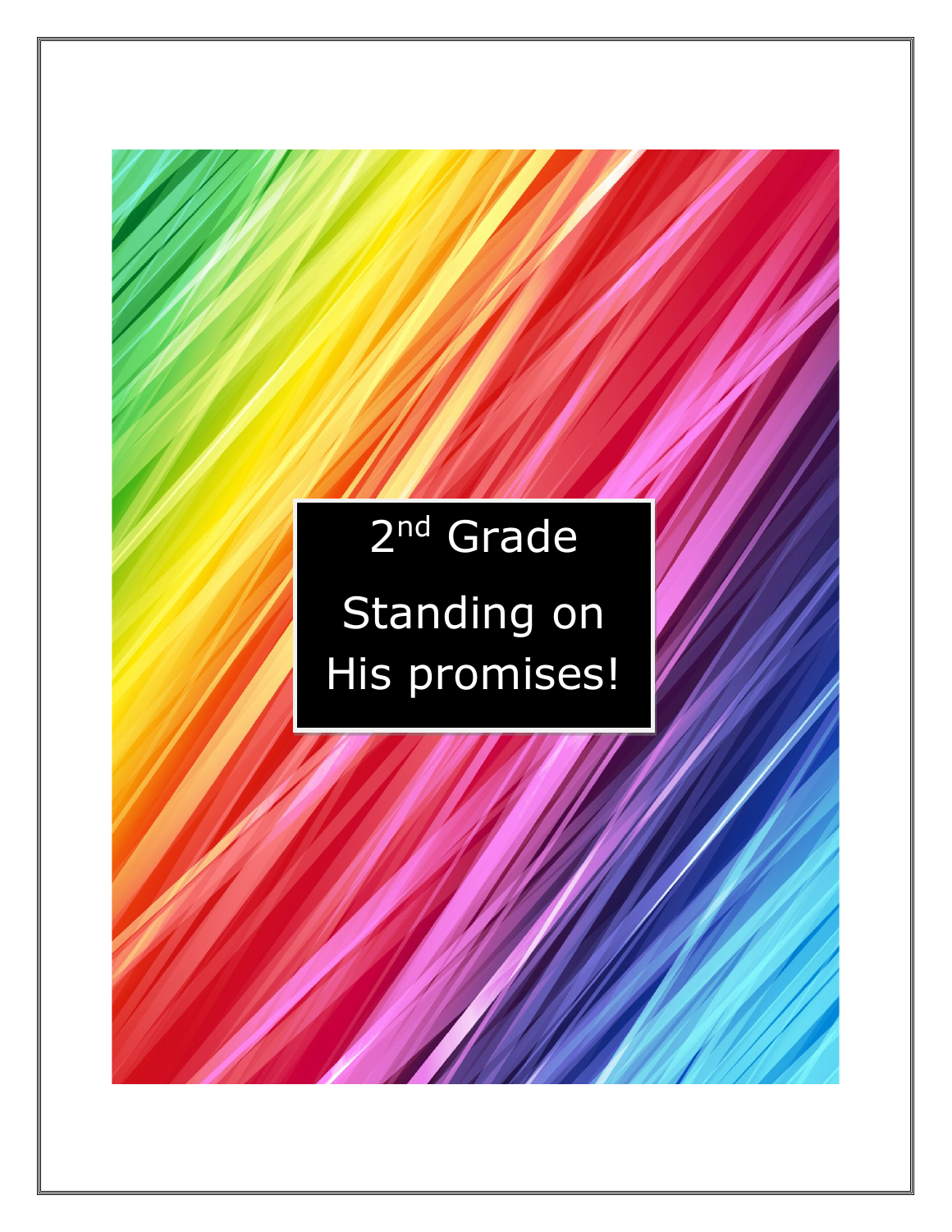# 2nd Grade

# Standing on His promises!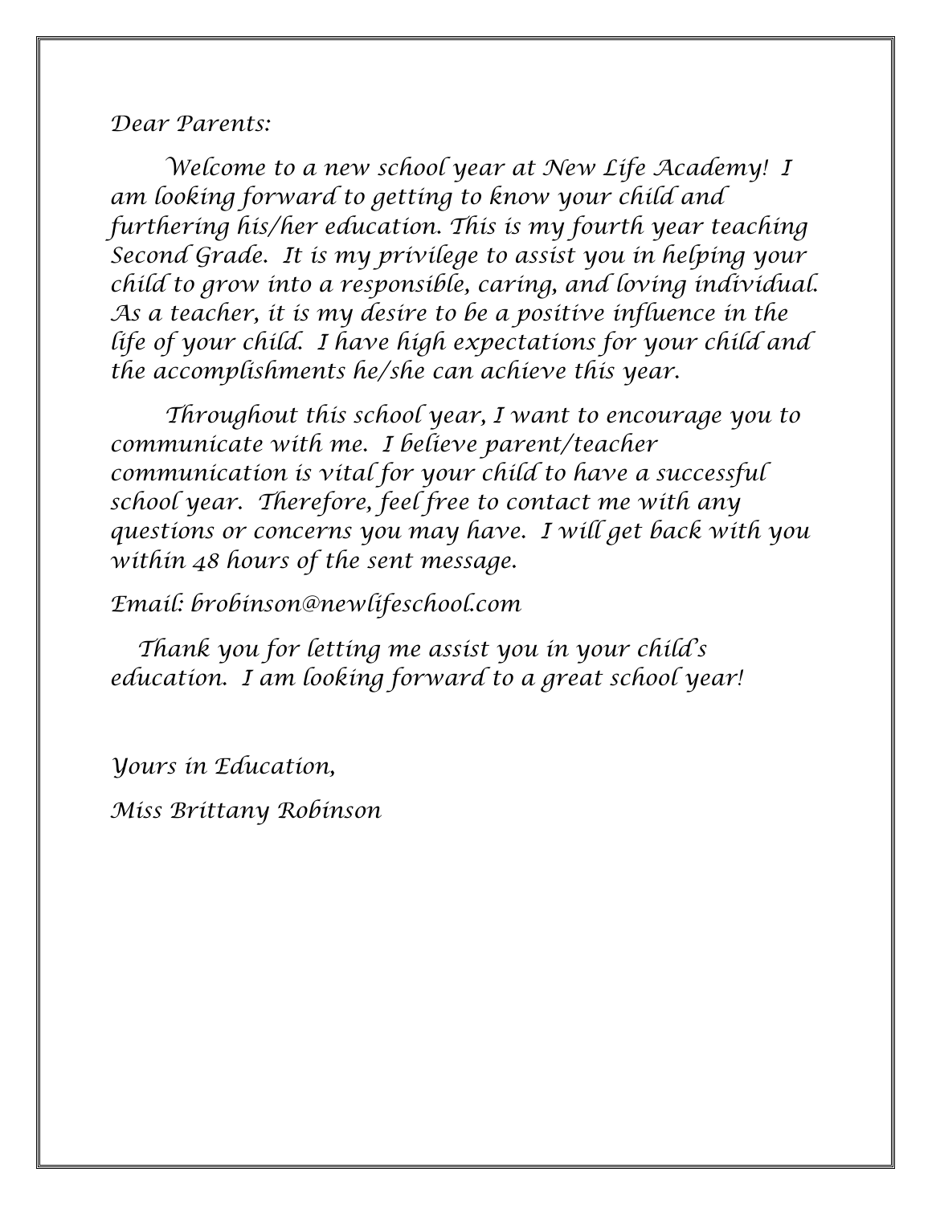Dear Parents:

Welcome to a new school year at New Life Academy! I am looking forward to getting to know your child and furthering his/her education. This is my fourth year teaching Second Grade. It is my privilege to assist you in helping your child to grow into a responsible, caring, and loving individual. As a teacher, it is my desire to be a positive influence in the life of your child. I have high expectations for your child and the accomplishments he/she can achieve this year.

Throughout this school year, I want to encourage you to communicate with me. I believe parent/teacher communication is vital for your child to have a successful school year. Therefore, feel free to contact me with any questions or concerns you may have. I will get back with you within 48 hours of the sent message.

Email: brobinson@newlifeschool.com

Thank you for letting me assist you in your child's education. I am looking forward to a great school year!

Yours in Education,

Miss Brittany Robinson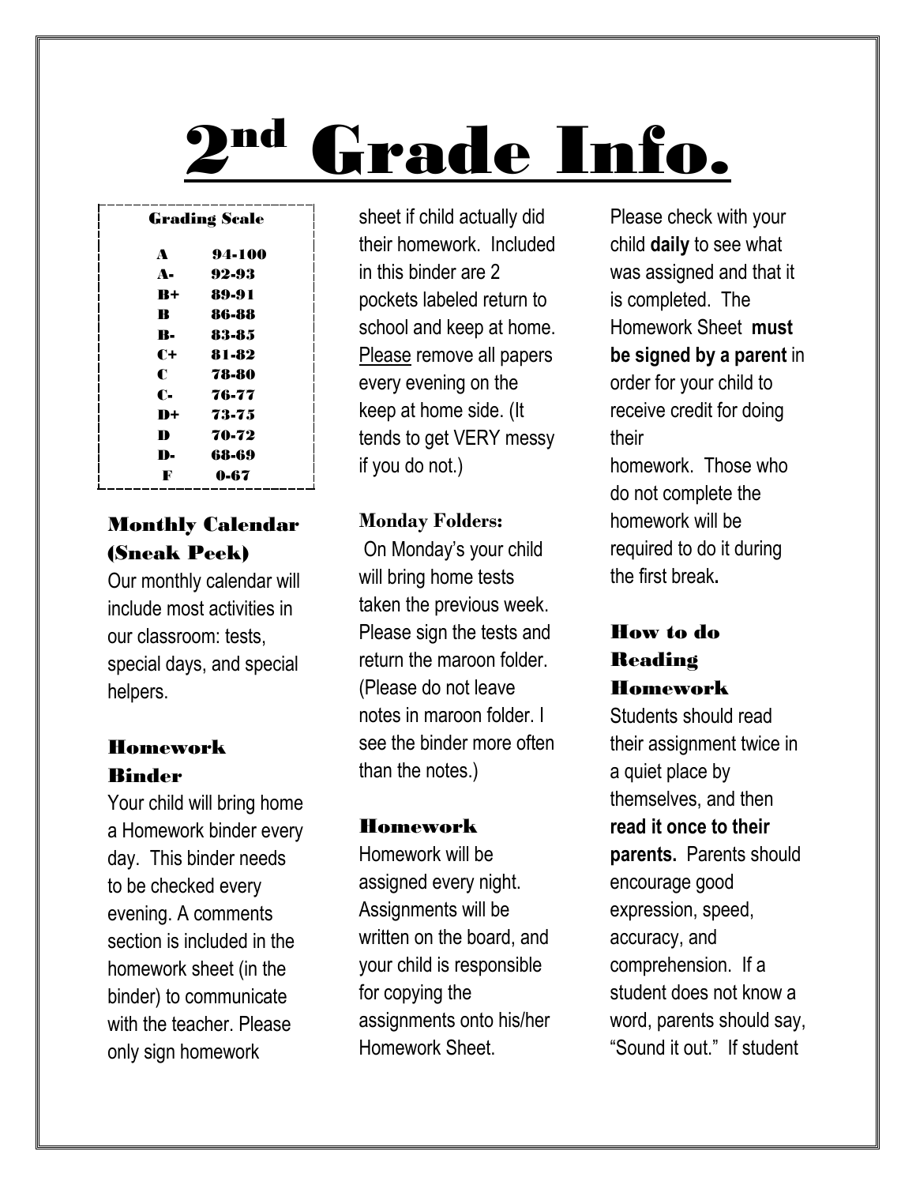# 2[nd] Grade Info.

**Grading Scale**

| Grade | Range |
|---|---|
| A | 94-100 |
| A- | 92-93 |
| B+ | 89-91 |
| B | 86-88 |
| B- | 83-85 |
| C+ | 81-82 |
| C | 78-80 |
| C- | 76-77 |
| D+ | 73-75 |
| D | 70-72 |
| D- | 68-69 |
| F | 0-67 |

### Monthly Calendar (Sneak Peek)

Our monthly calendar will include most activities in our classroom: tests, special days, and special helpers.

### Homework Binder

Your child will bring home a Homework binder every day. This binder needs to be checked every evening. A comments section is included in the homework sheet (in the binder) to communicate with the teacher. Please only sign homework sheet if child actually did their homework. Included in this binder are 2 pockets labeled return to school and keep at home. Please remove all papers every evening on the keep at home side. (It tends to get VERY messy if you do not.)

### Monday Folders:

On Monday's your child will bring home tests taken the previous week. Please sign the tests and return the maroon folder. (Please do not leave notes in maroon folder. I see the binder more often than the notes.)

### Homework

Homework will be assigned every night. Assignments will be written on the board, and your child is responsible for copying the assignments onto his/her Homework Sheet. Please check with your child **daily** to see what was assigned and that it is completed. The Homework Sheet **must be signed by a parent** in order for your child to receive credit for doing their homework. Those who do not complete the homework will be required to do it during the first break**.**

### How to do Reading Homework

Students should read their assignment twice in a quiet place by themselves, and then **read it once to their parents.** Parents should encourage good expression, speed, accuracy, and comprehension. If a student does not know a word, parents should say, "Sound it out." If student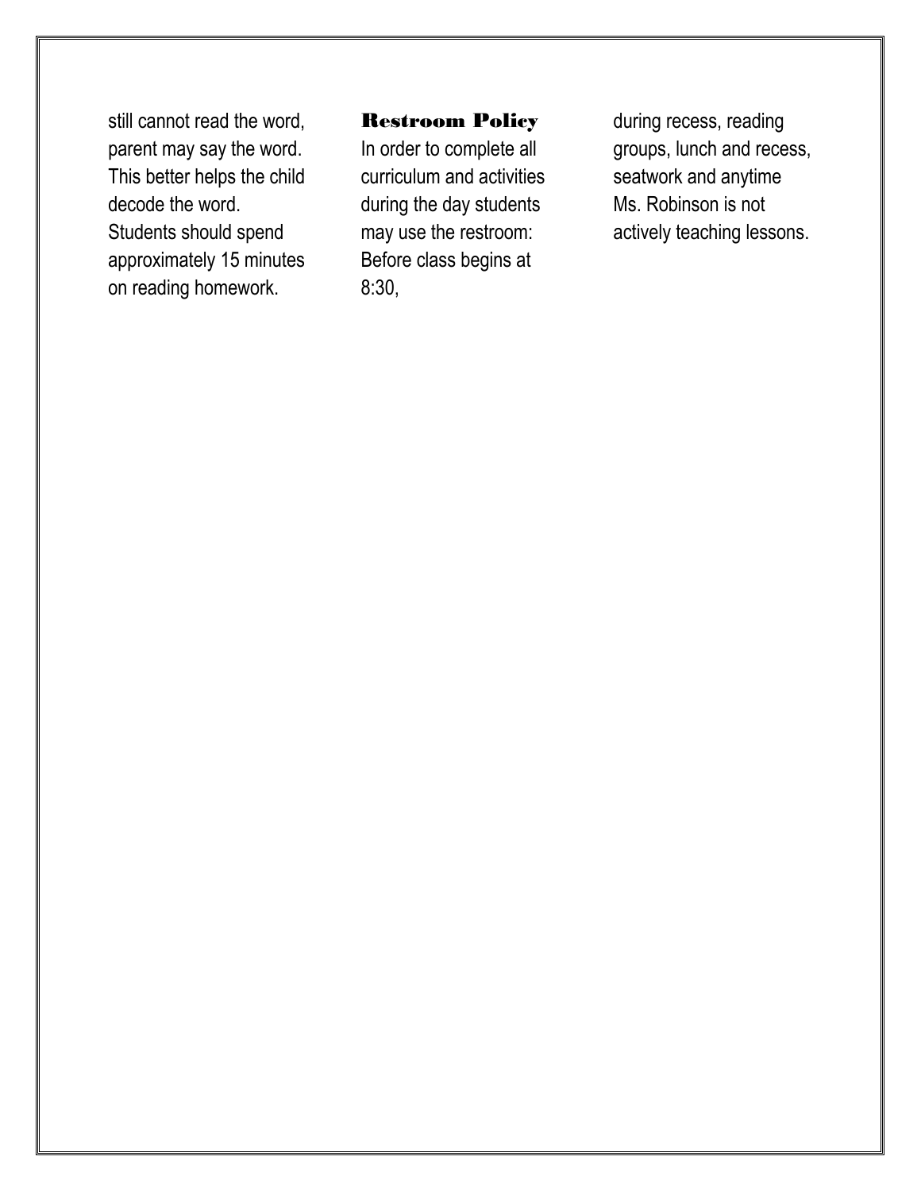still cannot read the word, parent may say the word. This better helps the child decode the word. Students should spend approximately 15 minutes on reading homework.

### Restroom Policy

In order to complete all curriculum and activities during the day students may use the restroom: Before class begins at 8:30, during recess, reading groups, lunch and recess, seatwork and anytime Ms. Robinson is not actively teaching lessons.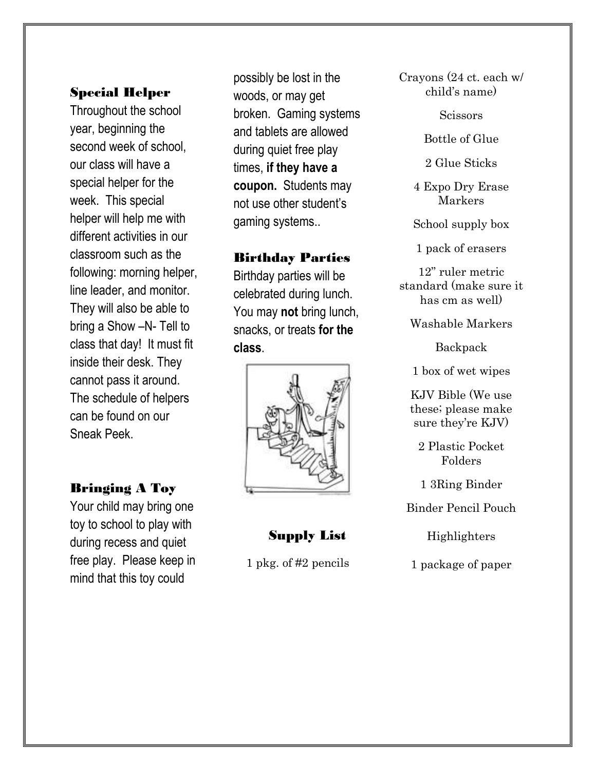## Special Helper

Throughout the school year, beginning the second week of school, our class will have a special helper for the week. This special helper will help me with different activities in our classroom such as the following: morning helper, line leader, and monitor. They will also be able to bring a Show –N- Tell to class that day! It must fit inside their desk. They cannot pass it around. The schedule of helpers can be found on our Sneak Peek.

## Bringing A Toy

Your child may bring one toy to school to play with during recess and quiet free play. Please keep in mind that this toy could possibly be lost in the woods, or may get broken. Gaming systems and tablets are allowed during quiet free play times, **if they have a coupon.** Students may not use other student's gaming systems..

## Birthday Parties

Birthday parties will be celebrated during lunch. You may **not** bring lunch, snacks, or treats **for the class**.

## Supply List

1 pkg. of #2 pencils

Crayons (24 ct. each w/ child's name)

Scissors

Bottle of Glue

2 Glue Sticks

4 Expo Dry Erase Markers

School supply box

1 pack of erasers

12" ruler metric standard (make sure it has cm as well)

Washable Markers

Backpack

1 box of wet wipes

KJV Bible (We use these; please make sure they're KJV)

2 Plastic Pocket Folders

1 3Ring Binder

Binder Pencil Pouch

Highlighters

1 package of paper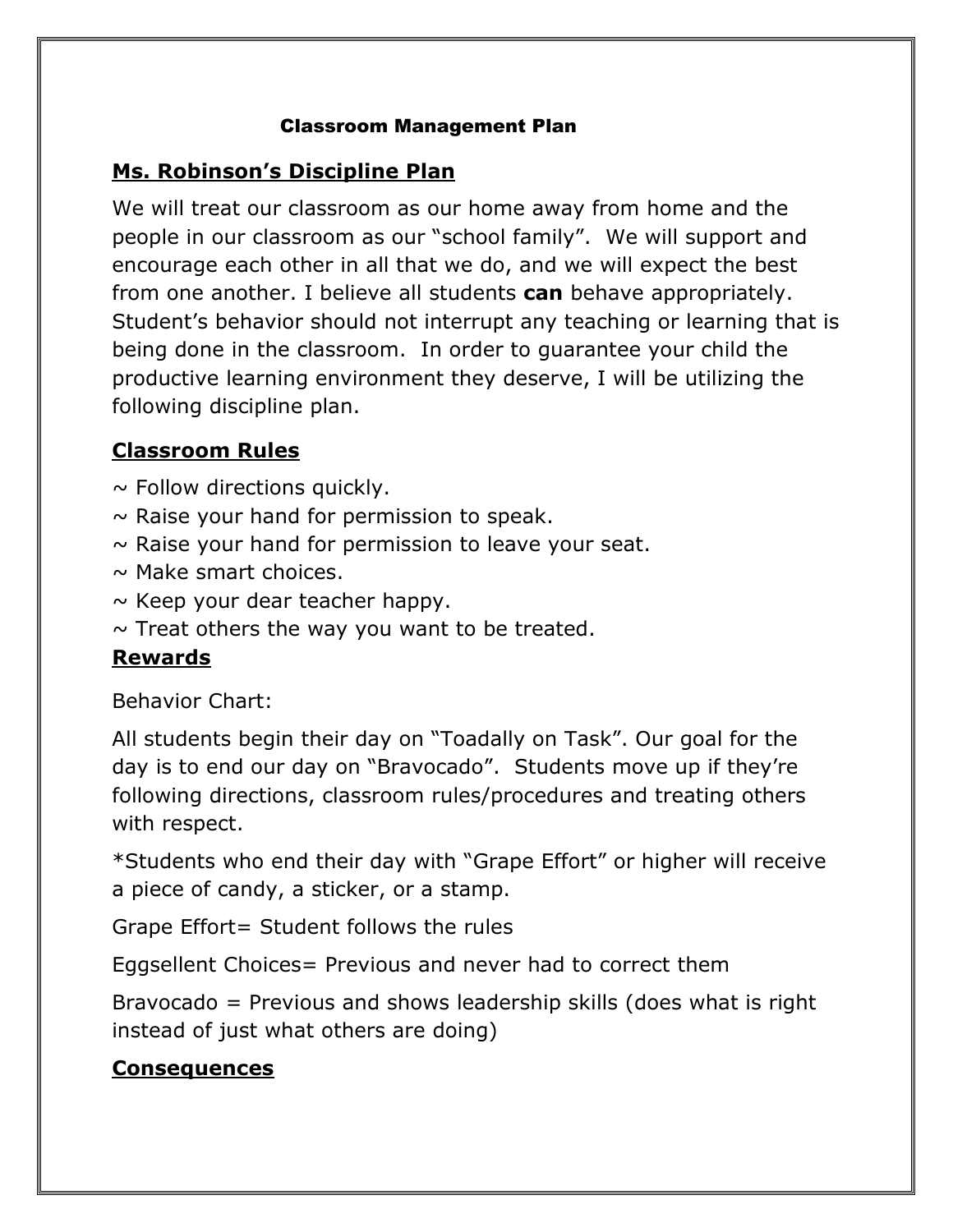# Classroom Management Plan

## Ms. Robinson's Discipline Plan

We will treat our classroom as our home away from home and the people in our classroom as our "school family". We will support and encourage each other in all that we do, and we will expect the best from one another. I believe all students **can** behave appropriately. Student's behavior should not interrupt any teaching or learning that is being done in the classroom. In order to guarantee your child the productive learning environment they deserve, I will be utilizing the following discipline plan.

## Classroom Rules

~ Follow directions quickly.
~ Raise your hand for permission to speak.
~ Raise your hand for permission to leave your seat.
~ Make smart choices.
~ Keep your dear teacher happy.
~ Treat others the way you want to be treated.

## Rewards

Behavior Chart:

All students begin their day on "Toadally on Task". Our goal for the day is to end our day on "Bravocado". Students move up if they're following directions, classroom rules/procedures and treating others with respect.

*Students who end their day with "Grape Effort" or higher will receive a piece of candy, a sticker, or a stamp.

Grape Effort= Student follows the rules

Eggsellent Choices= Previous and never had to correct them

Bravocado = Previous and shows leadership skills (does what is right instead of just what others are doing)

## Consequences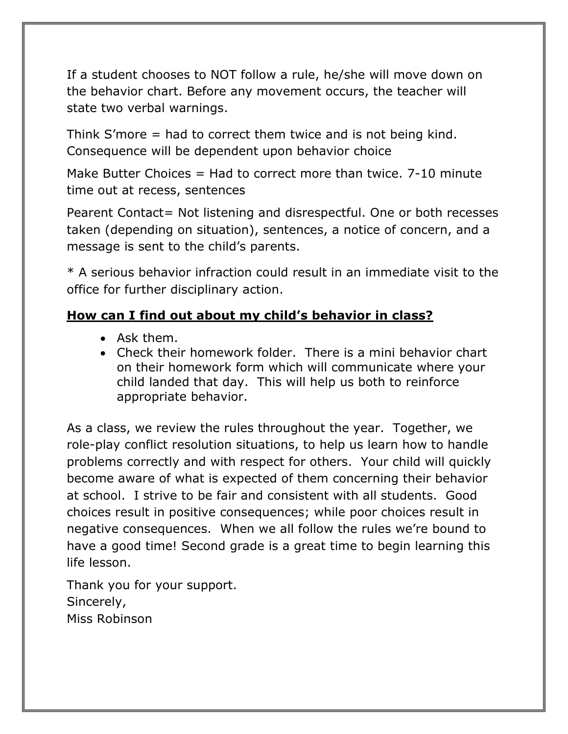If a student chooses to NOT follow a rule, he/she will move down on the behavior chart. Before any movement occurs, the teacher will state two verbal warnings.

Think S'more = had to correct them twice and is not being kind. Consequence will be dependent upon behavior choice

Make Butter Choices = Had to correct more than twice. 7-10 minute time out at recess, sentences

Pearent Contact= Not listening and disrespectful. One or both recesses taken (depending on situation), sentences, a notice of concern, and a message is sent to the child's parents.

* A serious behavior infraction could result in an immediate visit to the office for further disciplinary action.

**<u>How can I find out about my child's behavior in class?</u>**

- Ask them.
- Check their homework folder. There is a mini behavior chart on their homework form which will communicate where your child landed that day. This will help us both to reinforce appropriate behavior.

As a class, we review the rules throughout the year. Together, we role-play conflict resolution situations, to help us learn how to handle problems correctly and with respect for others. Your child will quickly become aware of what is expected of them concerning their behavior at school. I strive to be fair and consistent with all students. Good choices result in positive consequences; while poor choices result in negative consequences. When we all follow the rules we're bound to have a good time! Second grade is a great time to begin learning this life lesson.

Thank you for your support.
Sincerely,
Miss Robinson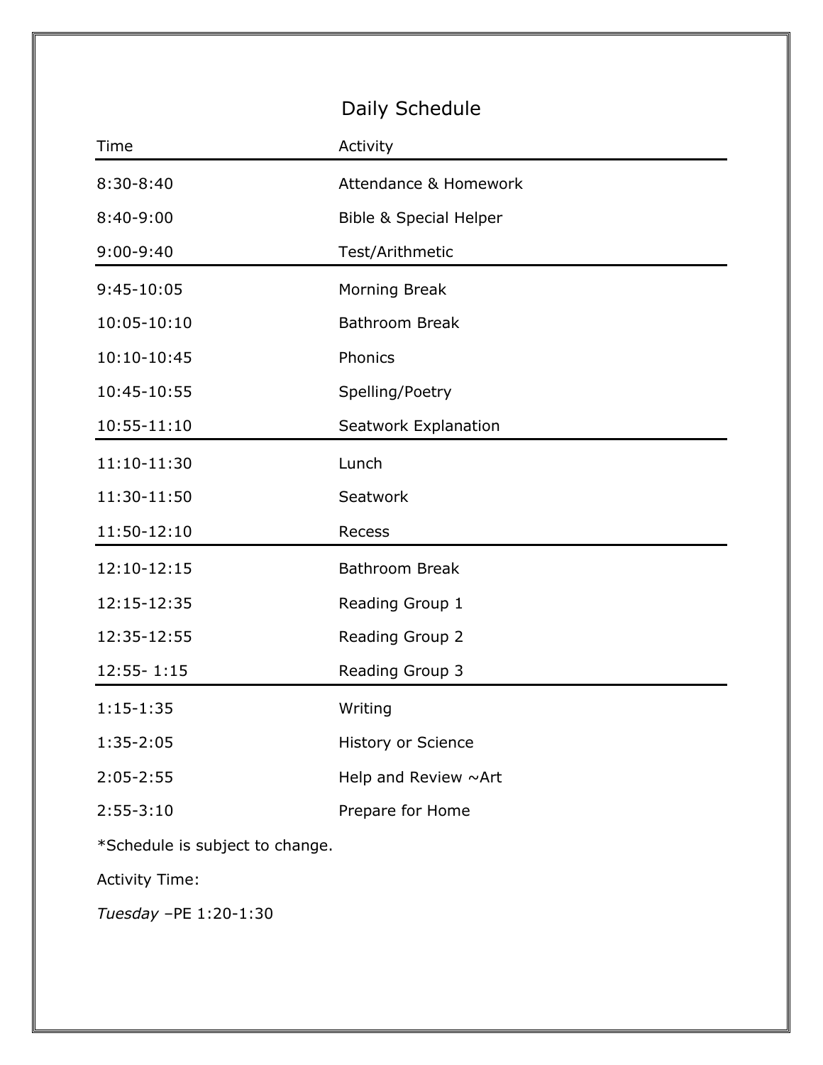# Daily Schedule

| Time | Activity |
|---|---|
| 8:30-8:40 | Attendance & Homework |
| 8:40-9:00 | Bible & Special Helper |
| 9:00-9:40 | Test/Arithmetic |
| 9:45-10:05 | Morning Break |
| 10:05-10:10 | Bathroom Break |
| 10:10-10:45 | Phonics |
| 10:45-10:55 | Spelling/Poetry |
| 10:55-11:10 | Seatwork Explanation |
| 11:10-11:30 | Lunch |
| 11:30-11:50 | Seatwork |
| 11:50-12:10 | Recess |
| 12:10-12:15 | Bathroom Break |
| 12:15-12:35 | Reading Group 1 |
| 12:35-12:55 | Reading Group 2 |
| 12:55- 1:15 | Reading Group 3 |
| 1:15-1:35 | Writing |
| 1:35-2:05 | History or Science |
| 2:05-2:55 | Help and Review ~Art |
| 2:55-3:10 | Prepare for Home |

*Schedule is subject to change.

Activity Time:

*Tuesday* –PE 1:20-1:30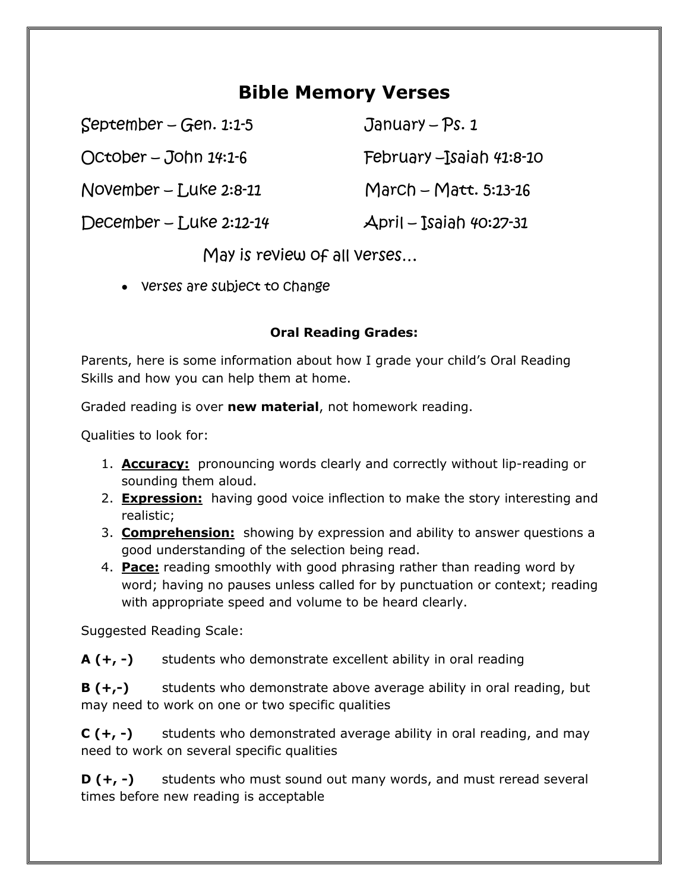# Bible Memory Verses

September – Gen. 1:1-5

October – John 14:1-6

November – Luke 2:8-11

December – Luke 2:12-14

January – Ps. 1

February –Isaiah 41:8-10

March – Matt. 5:13-16

April – Isaiah 40:27-31

May is review of all verses…

- Verses are subject to change

**Oral Reading Grades:**

Parents, here is some information about how I grade your child's Oral Reading Skills and how you can help them at home.

Graded reading is over **new material**, not homework reading.

Qualities to look for:

1. **Accuracy:** pronouncing words clearly and correctly without lip-reading or sounding them aloud.
2. **Expression:** having good voice inflection to make the story interesting and realistic;
3. **Comprehension:** showing by expression and ability to answer questions a good understanding of the selection being read.
4. **Pace:** reading smoothly with good phrasing rather than reading word by word; having no pauses unless called for by punctuation or context; reading with appropriate speed and volume to be heard clearly.

Suggested Reading Scale:

**A (+, -)** students who demonstrate excellent ability in oral reading

**B (+,-)** students who demonstrate above average ability in oral reading, but may need to work on one or two specific qualities

**C (+, -)** students who demonstrated average ability in oral reading, and may need to work on several specific qualities

**D (+, -)** students who must sound out many words, and must reread several times before new reading is acceptable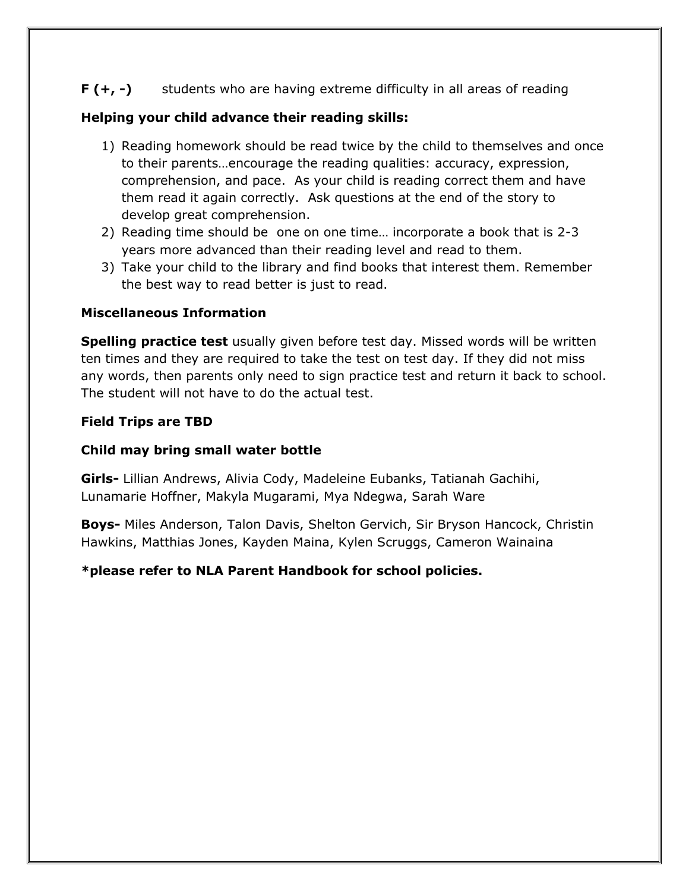**F (+, -)** students who are having extreme difficulty in all areas of reading

**Helping your child advance their reading skills:**

1) Reading homework should be read twice by the child to themselves and once to their parents…encourage the reading qualities: accuracy, expression, comprehension, and pace. As your child is reading correct them and have them read it again correctly. Ask questions at the end of the story to develop great comprehension.
2) Reading time should be one on one time… incorporate a book that is 2-3 years more advanced than their reading level and read to them.
3) Take your child to the library and find books that interest them. Remember the best way to read better is just to read.

**Miscellaneous Information**

**Spelling practice test** usually given before test day. Missed words will be written ten times and they are required to take the test on test day. If they did not miss any words, then parents only need to sign practice test and return it back to school. The student will not have to do the actual test.

**Field Trips are TBD**

**Child may bring small water bottle**

**Girls-** Lillian Andrews, Alivia Cody, Madeleine Eubanks, Tatianah Gachihi, Lunamarie Hoffner, Makyla Mugarami, Mya Ndegwa, Sarah Ware

**Boys-** Miles Anderson, Talon Davis, Shelton Gervich, Sir Bryson Hancock, Christin Hawkins, Matthias Jones, Kayden Maina, Kylen Scruggs, Cameron Wainaina

**\*please refer to NLA Parent Handbook for school policies.**